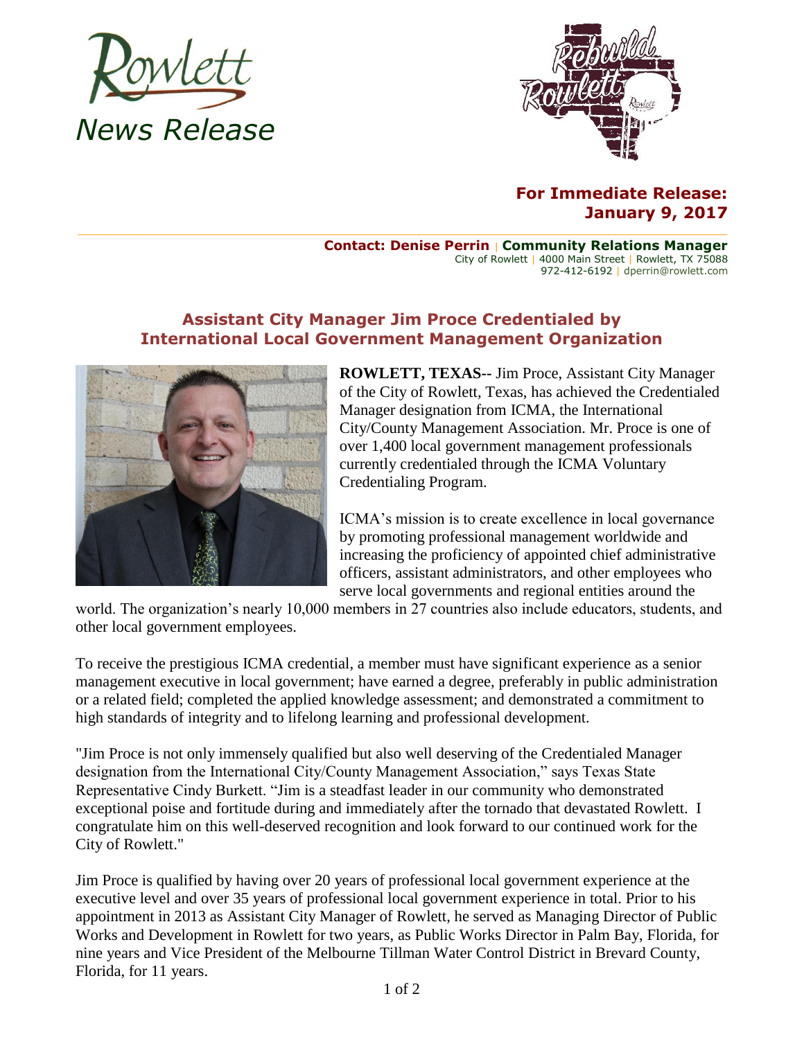Rowlett

*News Release*

**For Immediate Release:**
**January 9, 2017**

**Contact: Denise Perrin | Community Relations Manager**
City of Rowlett | 4000 Main Street | Rowlett, TX 75088
972-412-6192 | dperrin@rowlett.com

## Assistant City Manager Jim Proce Credentialed by International Local Government Management Organization

**ROWLETT, TEXAS**-- Jim Proce, Assistant City Manager of the City of Rowlett, Texas, has achieved the Credentialed Manager designation from ICMA, the International City/County Management Association. Mr. Proce is one of over 1,400 local government management professionals currently credentialed through the ICMA Voluntary Credentialing Program.

ICMA's mission is to create excellence in local governance by promoting professional management worldwide and increasing the proficiency of appointed chief administrative officers, assistant administrators, and other employees who serve local governments and regional entities around the world. The organization's nearly 10,000 members in 27 countries also include educators, students, and other local government employees.

To receive the prestigious ICMA credential, a member must have significant experience as a senior management executive in local government; have earned a degree, preferably in public administration or a related field; completed the applied knowledge assessment; and demonstrated a commitment to high standards of integrity and to lifelong learning and professional development.

"Jim Proce is not only immensely qualified but also well deserving of the Credentialed Manager designation from the International City/County Management Association," says Texas State Representative Cindy Burkett. "Jim is a steadfast leader in our community who demonstrated exceptional poise and fortitude during and immediately after the tornado that devastated Rowlett. I congratulate him on this well-deserved recognition and look forward to our continued work for the City of Rowlett."

Jim Proce is qualified by having over 20 years of professional local government experience at the executive level and over 35 years of professional local government experience in total. Prior to his appointment in 2013 as Assistant City Manager of Rowlett, he served as Managing Director of Public Works and Development in Rowlett for two years, as Public Works Director in Palm Bay, Florida, for nine years and Vice President of the Melbourne Tillman Water Control District in Brevard County, Florida, for 11 years.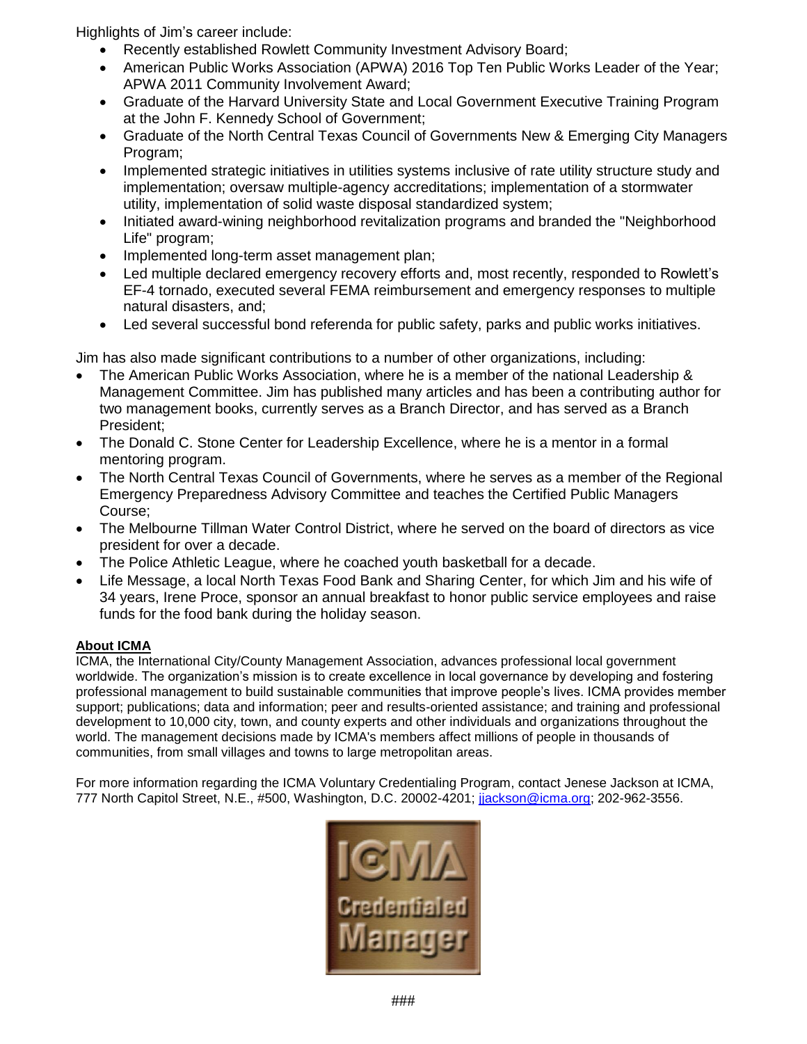Highlights of Jim's career include:

- Recently established Rowlett Community Investment Advisory Board;
- American Public Works Association (APWA) 2016 Top Ten Public Works Leader of the Year; APWA 2011 Community Involvement Award;
- Graduate of the Harvard University State and Local Government Executive Training Program at the John F. Kennedy School of Government;
- Graduate of the North Central Texas Council of Governments New & Emerging City Managers Program;
- Implemented strategic initiatives in utilities systems inclusive of rate utility structure study and implementation; oversaw multiple-agency accreditations; implementation of a stormwater utility, implementation of solid waste disposal standardized system;
- Initiated award-wining neighborhood revitalization programs and branded the "Neighborhood Life" program;
- Implemented long-term asset management plan;
- Led multiple declared emergency recovery efforts and, most recently, responded to Rowlett's EF-4 tornado, executed several FEMA reimbursement and emergency responses to multiple natural disasters, and;
- Led several successful bond referenda for public safety, parks and public works initiatives.

Jim has also made significant contributions to a number of other organizations, including:

- The American Public Works Association, where he is a member of the national Leadership & Management Committee. Jim has published many articles and has been a contributing author for two management books, currently serves as a Branch Director, and has served as a Branch President;
- The Donald C. Stone Center for Leadership Excellence, where he is a mentor in a formal mentoring program.
- The North Central Texas Council of Governments, where he serves as a member of the Regional Emergency Preparedness Advisory Committee and teaches the Certified Public Managers Course;
- The Melbourne Tillman Water Control District, where he served on the board of directors as vice president for over a decade.
- The Police Athletic League, where he coached youth basketball for a decade.
- Life Message, a local North Texas Food Bank and Sharing Center, for which Jim and his wife of 34 years, Irene Proce, sponsor an annual breakfast to honor public service employees and raise funds for the food bank during the holiday season.

**About ICMA**

ICMA, the International City/County Management Association, advances professional local government worldwide. The organization's mission is to create excellence in local governance by developing and fostering professional management to build sustainable communities that improve people's lives. ICMA provides member support; publications; data and information; peer and results-oriented assistance; and training and professional development to 10,000 city, town, and county experts and other individuals and organizations throughout the world. The management decisions made by ICMA's members affect millions of people in thousands of communities, from small villages and towns to large metropolitan areas.

For more information regarding the ICMA Voluntary Credentialing Program, contact Jenese Jackson at ICMA, 777 North Capitol Street, N.E., #500, Washington, D.C. 20002-4201; jjackson@icma.org; 202-962-3556.

ICMA Credentialed Manager

###